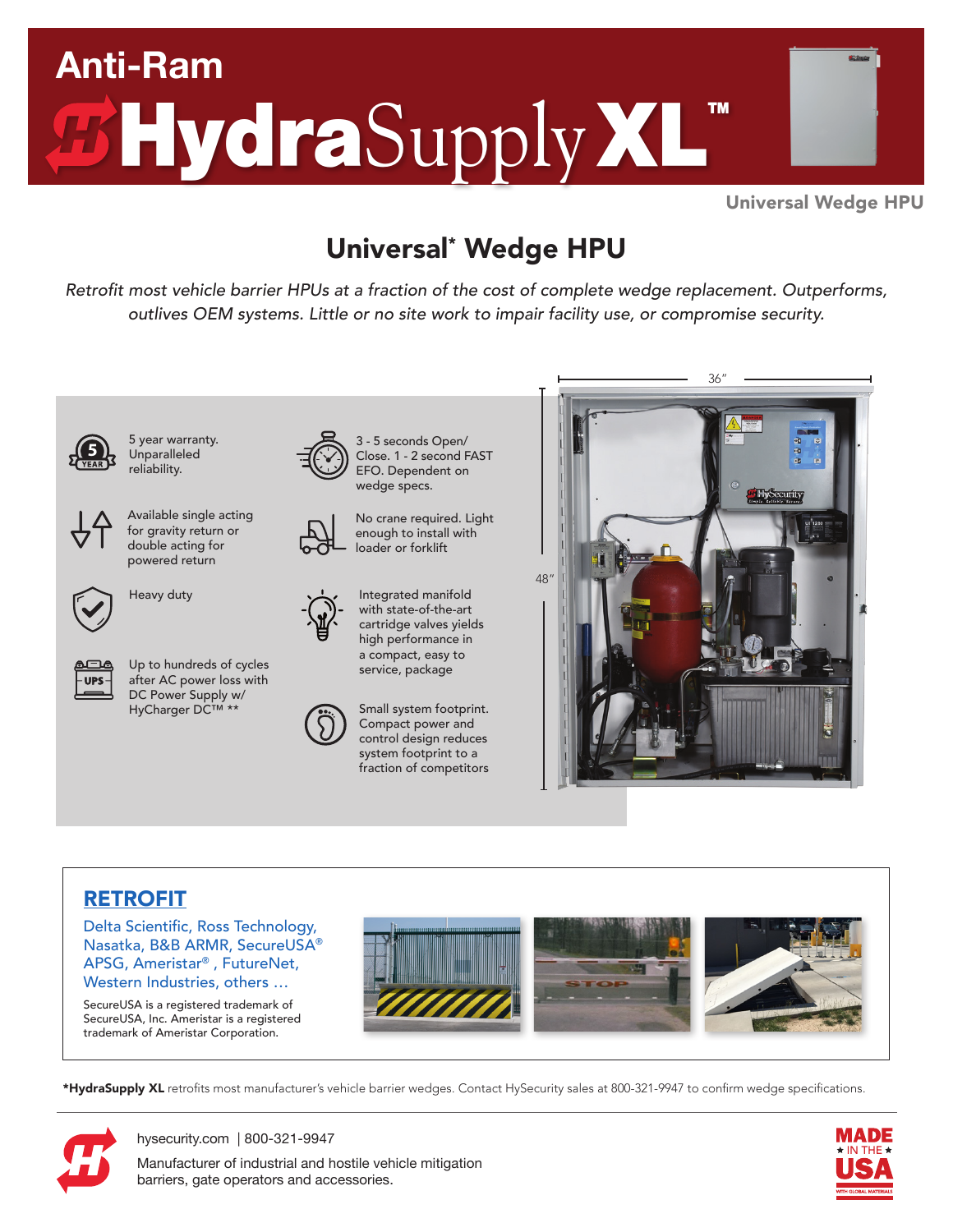# Anti-Ram HydraSupply XL™

Universal Wedge HPU

## Universal* Wedge HPU

*Retrofit most vehicle barrier HPUs at a fraction of the cost of complete wedge replacement. Outperforms, outlives OEM systems. Little or no site work to impair facility use, or compromise security.*

- 5 year warranty. Unparalleled reliability.
- Available single acting for gravity return or double acting for powered return
- Heavy duty
- Up to hundreds of cycles after AC power loss with DC Power Supply w/ HyCharger DC™ **
- 3 - 5 seconds Open/ Close. 1 - 2 second FAST EFO. Dependent on wedge specs.
- No crane required. Light enough to install with loader or forklift
- Integrated manifold with state-of-the-art cartridge valves yields high performance in a compact, easy to service, package
- Small system footprint. Compact power and control design reduces system footprint to a fraction of competitors

36″ × 48″

## RETROFIT

Delta Scientific, Ross Technology, Nasatka, B&B ARMR, SecureUSA® APSG, Ameristar®, FutureNet, Western Industries, others ...

SecureUSA is a registered trademark of SecureUSA, Inc. Ameristar is a registered trademark of Ameristar Corporation.

***HydraSupply XL** retrofits most manufacturer's vehicle barrier wedges. Contact HySecurity sales at 800-321-9947 to confirm wedge specifications.

hysecurity.com | 800-321-9947

Manufacturer of industrial and hostile vehicle mitigation barriers, gate operators and accessories.

MADE IN THE USA WITH GLOBAL MATERIALS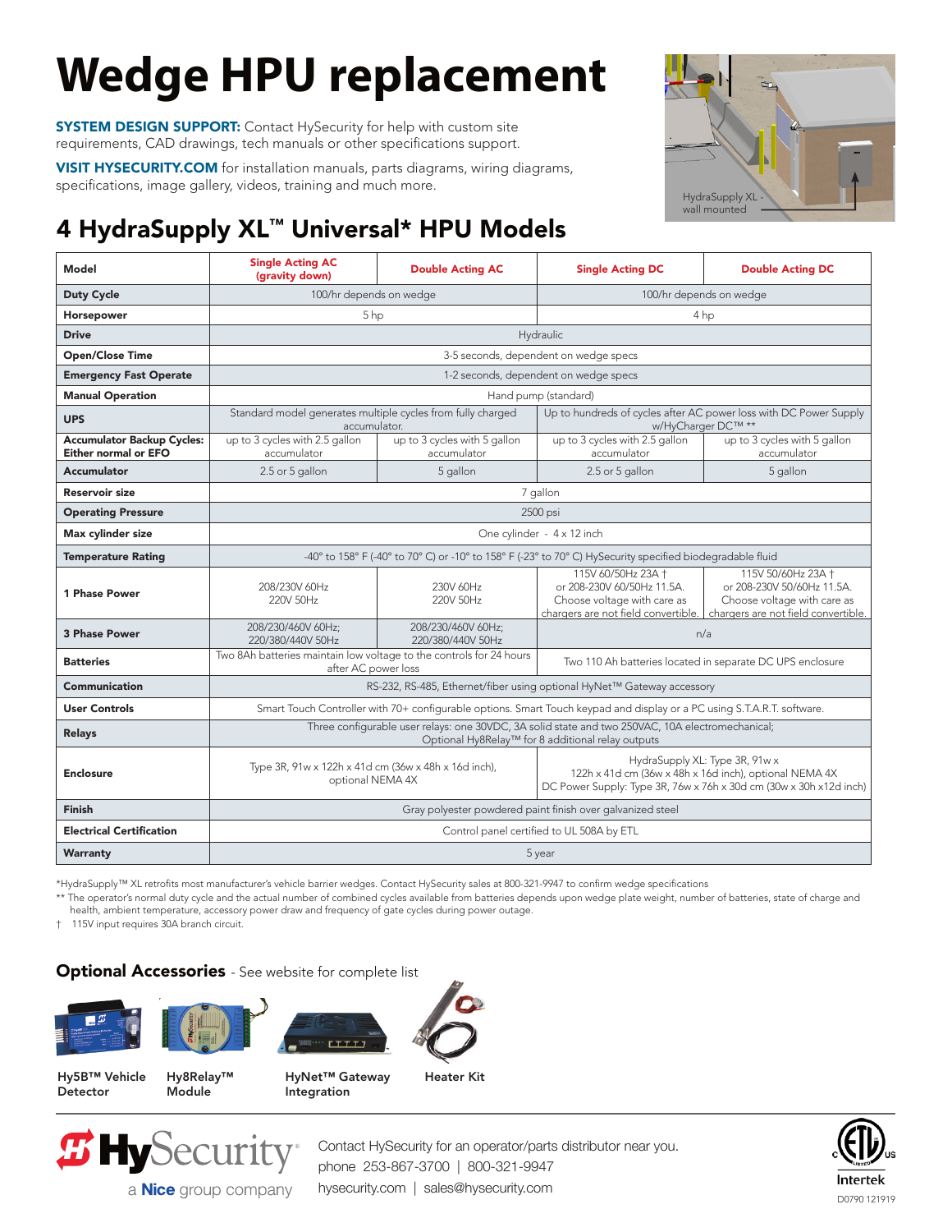# Wedge HPU replacement

**SYSTEM DESIGN SUPPORT:** Contact HySecurity for help with custom site requirements, CAD drawings, tech manuals or other specifications support.

**VISIT HYSECURITY.COM** for installation manuals, parts diagrams, wiring diagrams, specifications, image gallery, videos, training and much more.

HydraSupply XL - wall mounted

## 4 HydraSupply XL™ Universal* HPU Models

| Model | Single Acting AC (gravity down) | Double Acting AC | Single Acting DC | Double Acting DC |
|---|---|---|---|---|
| **Duty Cycle** | 100/hr depends on wedge | | 100/hr depends on wedge | |
| **Horsepower** | 5 hp | | 4 hp | |
| **Drive** | Hydraulic | | | |
| **Open/Close Time** | 3-5 seconds, dependent on wedge specs | | | |
| **Emergency Fast Operate** | 1-2 seconds, dependent on wedge specs | | | |
| **Manual Operation** | Hand pump (standard) | | | |
| **UPS** | Standard model generates multiple cycles from fully charged accumulator. | | Up to hundreds of cycles after AC power loss with DC Power Supply w/HyCharger DC™ ** | |
| **Accumulator Backup Cycles: Either normal or EFO** | up to 3 cycles with 2.5 gallon accumulator | up to 3 cycles with 5 gallon accumulator | up to 3 cycles with 2.5 gallon accumulator | up to 3 cycles with 5 gallon accumulator |
| **Accumulator** | 2.5 or 5 gallon | 5 gallon | 2.5 or 5 gallon | 5 gallon |
| **Reservoir size** | 7 gallon | | | |
| **Operating Pressure** | 2500 psi | | | |
| **Max cylinder size** | One cylinder - 4 x 12 inch | | | |
| **Temperature Rating** | -40° to 158° F (-40° to 70° C) or -10° to 158° F (-23° to 70° C) HySecurity specified biodegradable fluid | | | |
| **1 Phase Power** | 208/230V 60Hz 220V 50Hz | 230V 60Hz 220V 50Hz | 115V 60/50Hz 23A † or 208-230V 60/50Hz 11.5A. Choose voltage with care as chargers are not field convertible. | 115V 50/60Hz 23A † or 208-230V 50/60Hz 11.5A. Choose voltage with care as chargers are not field convertible. |
| **3 Phase Power** | 208/230/460V 60Hz; 220/380/440V 50Hz | 208/230/460V 60Hz; 220/380/440V 50Hz | n/a | |
| **Batteries** | Two 8Ah batteries maintain low voltage to the controls for 24 hours after AC power loss | | Two 110 Ah batteries located in separate DC UPS enclosure | |
| **Communication** | RS-232, RS-485, Ethernet/fiber using optional HyNet™ Gateway accessory | | | |
| **User Controls** | Smart Touch Controller with 70+ configurable options. Smart Touch keypad and display or a PC using S.T.A.R.T. software. | | | |
| **Relays** | Three configurable user relays: one 30VDC, 3A solid state and two 250VAC, 10A electromechanical; Optional Hy8Relay™ for 8 additional relay outputs | | | |
| **Enclosure** | Type 3R, 91w x 122h x 41d cm (36w x 48h x 16d inch), optional NEMA 4X | | HydraSupply XL: Type 3R, 91w x 122h x 41d cm (36w x 48h x 16d inch), optional NEMA 4X DC Power Supply: Type 3R, 76w x 76h x 30d cm (30w x 30h x12d inch) | |
| **Finish** | Gray polyester powdered paint finish over galvanized steel | | | |
| **Electrical Certification** | Control panel certified to UL 508A by ETL | | | |
| **Warranty** | 5 year | | | |

*HydraSupply™ XL retrofits most manufacturer's vehicle barrier wedges. Contact HySecurity sales at 800-321-9947 to confirm wedge specifications

** The operator's normal duty cycle and the actual number of combined cycles available from batteries depends upon wedge plate weight, number of batteries, state of charge and health, ambient temperature, accessory power draw and frequency of gate cycles during power outage.

† 115V input requires 30A branch circuit.

## Optional Accessories - See website for complete list

Hy5B™ Vehicle Detector

Hy8Relay™ Module

HyNet™ Gateway Integration

Heater Kit

HySecurity — a Nice group company

Contact HySecurity for an operator/parts distributor near you.
phone 253-867-3700 | 800-321-9947
hysecurity.com | sales@hysecurity.com

Intertek

D0790 121919